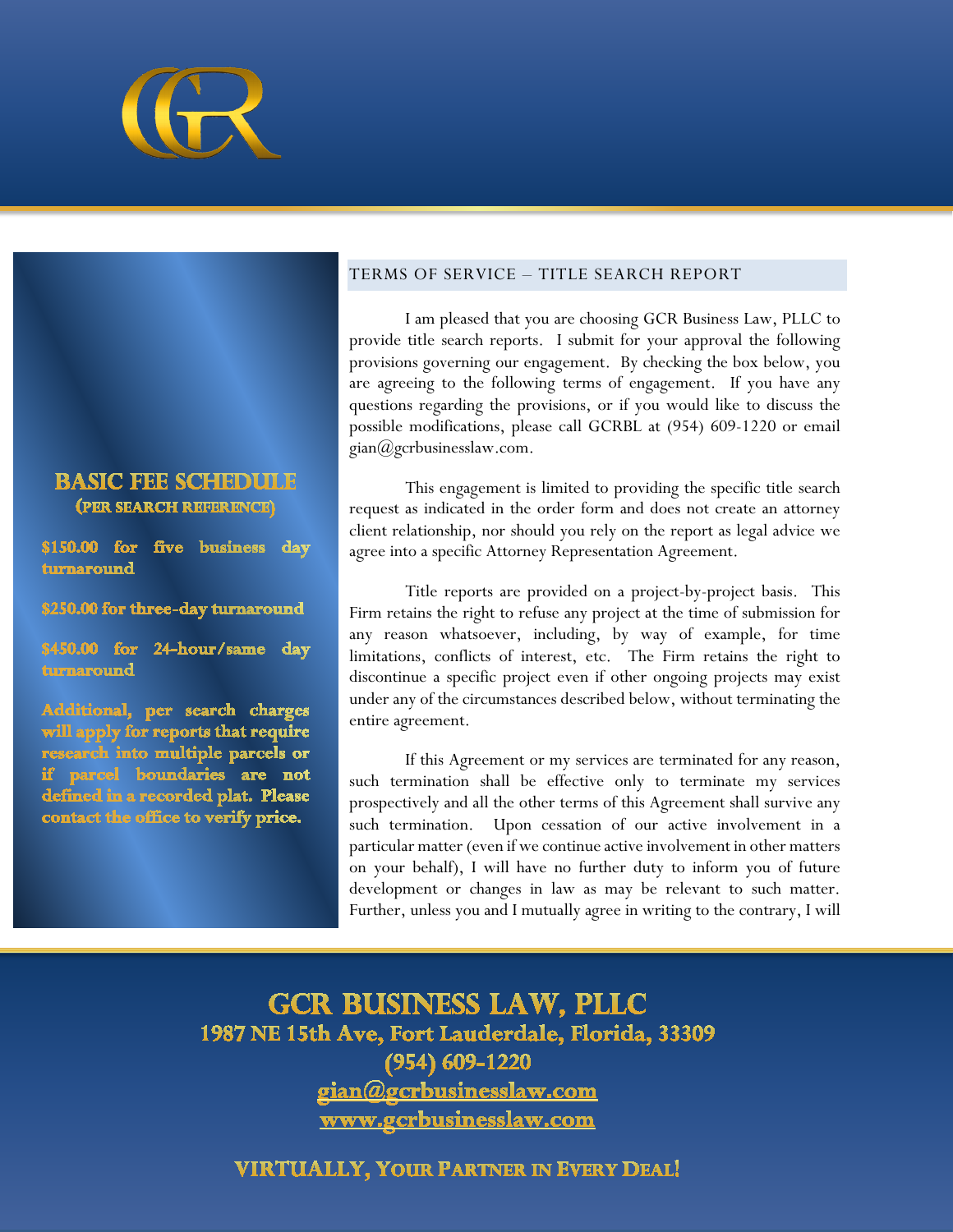## TERMS OF SERVICE – TITLE SEARCH REPORT

I am pleased that you are choosing GCR Business Law, PLLC to provide title search reports. I submit for your approval the following provisions governing our engagement. By checking the box below, you are agreeing to the following terms of engagement. If you have any questions regarding the provisions, or if you would like to discuss the possible modifications, please call GCRBL at (954) 609-1220 or email gian@gcrbusinesslaw.com.

This engagement is limited to providing the specific title search request as indicated in the order form and does not create an attorney client relationship, nor should you rely on the report as legal advice we agree into a specific Attorney Representation Agreement.

Title reports are provided on a project-by-project basis. This Firm retains the right to refuse any project at the time of submission for any reason whatsoever, including, by way of example, for time limitations, conflicts of interest, etc. The Firm retains the right to discontinue a specific project even if other ongoing projects may exist under any of the circumstances described below, without terminating the entire agreement.

If this Agreement or my services are terminated for any reason, such termination shall be effective only to terminate my services prospectively and all the other terms of this Agreement shall survive any such termination. Upon cessation of our active involvement in a particular matter (even if we continue active involvement in other matters on your behalf), I will have no further duty to inform you of future development or changes in law as may be relevant to such matter. Further, unless you and I mutually agree in writing to the contrary, I will

## BASIC FEE SCHEDULE
### (PER SEARCH REFERENCE)

$150.00 for five business day turnaround

$250.00 for three-day turnaround

$450.00 for 24-hour/same day turnaround

Additional, per search charges will apply for reports that require research into multiple parcels or if parcel boundaries are not defined in a recorded plat. Please contact the office to verify price.

**GCR BUSINESS LAW, PLLC**
1987 NE 15th Ave, Fort Lauderdale, Florida, 33309
(954) 609-1220
gian@gcrbusinesslaw.com
www.gcrbusinesslaw.com

VIRTUALLY, YOUR PARTNER IN EVERY DEAL!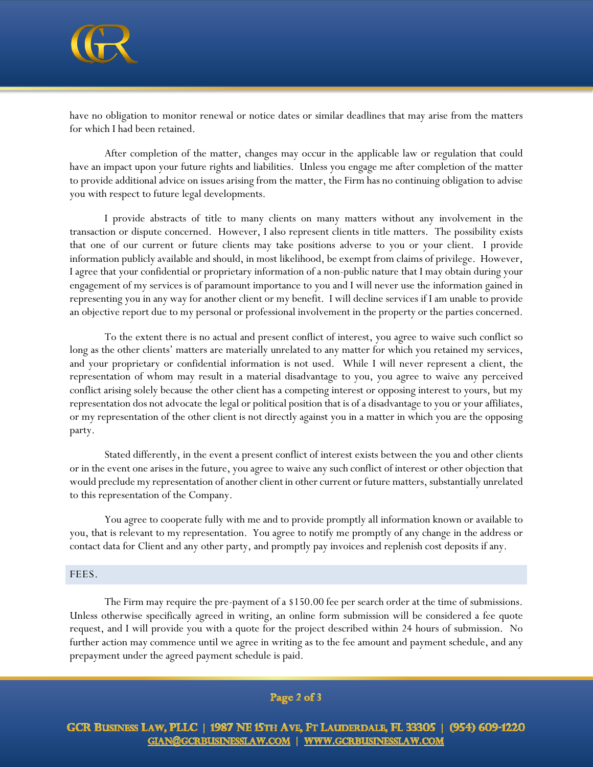have no obligation to monitor renewal or notice dates or similar deadlines that may arise from the matters for which I had been retained.

After completion of the matter, changes may occur in the applicable law or regulation that could have an impact upon your future rights and liabilities. Unless you engage me after completion of the matter to provide additional advice on issues arising from the matter, the Firm has no continuing obligation to advise you with respect to future legal developments.

I provide abstracts of title to many clients on many matters without any involvement in the transaction or dispute concerned. However, I also represent clients in title matters. The possibility exists that one of our current or future clients may take positions adverse to you or your client. I provide information publicly available and should, in most likelihood, be exempt from claims of privilege. However, I agree that your confidential or proprietary information of a non-public nature that I may obtain during your engagement of my services is of paramount importance to you and I will never use the information gained in representing you in any way for another client or my benefit. I will decline services if I am unable to provide an objective report due to my personal or professional involvement in the property or the parties concerned.

To the extent there is no actual and present conflict of interest, you agree to waive such conflict so long as the other clients' matters are materially unrelated to any matter for which you retained my services, and your proprietary or confidential information is not used. While I will never represent a client, the representation of whom may result in a material disadvantage to you, you agree to waive any perceived conflict arising solely because the other client has a competing interest or opposing interest to yours, but my representation dos not advocate the legal or political position that is of a disadvantage to you or your affiliates, or my representation of the other client is not directly against you in a matter in which you are the opposing party.

Stated differently, in the event a present conflict of interest exists between the you and other clients or in the event one arises in the future, you agree to waive any such conflict of interest or other objection that would preclude my representation of another client in other current or future matters, substantially unrelated to this representation of the Company.

You agree to cooperate fully with me and to provide promptly all information known or available to you, that is relevant to my representation. You agree to notify me promptly of any change in the address or contact data for Client and any other party, and promptly pay invoices and replenish cost deposits if any.

## FEES.

The Firm may require the pre-payment of a $150.00 fee per search order at the time of submissions. Unless otherwise specifically agreed in writing, an online form submission will be considered a fee quote request, and I will provide you with a quote for the project described within 24 hours of submission. No further action may commence until we agree in writing as to the fee amount and payment schedule, and any prepayment under the agreed payment schedule is paid.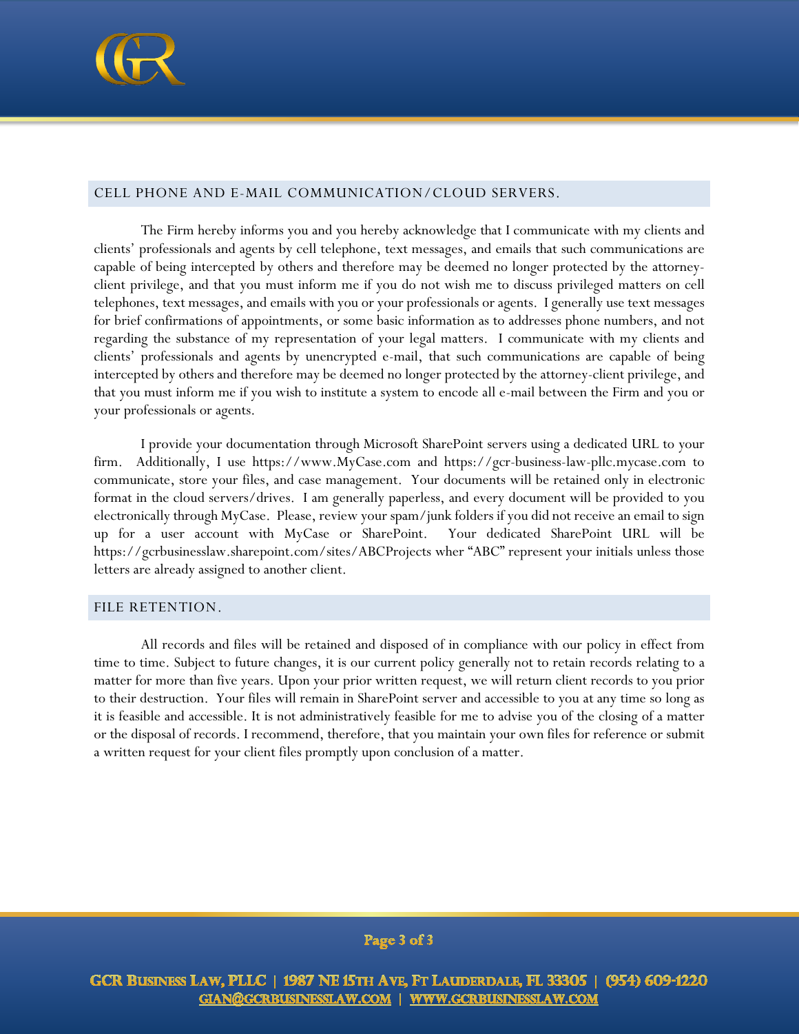## CELL PHONE AND E-MAIL COMMUNICATION/CLOUD SERVERS.

The Firm hereby informs you and you hereby acknowledge that I communicate with my clients and clients' professionals and agents by cell telephone, text messages, and emails that such communications are capable of being intercepted by others and therefore may be deemed no longer protected by the attorney-client privilege, and that you must inform me if you do not wish me to discuss privileged matters on cell telephones, text messages, and emails with you or your professionals or agents. I generally use text messages for brief confirmations of appointments, or some basic information as to addresses phone numbers, and not regarding the substance of my representation of your legal matters. I communicate with my clients and clients' professionals and agents by unencrypted e-mail, that such communications are capable of being intercepted by others and therefore may be deemed no longer protected by the attorney-client privilege, and that you must inform me if you wish to institute a system to encode all e-mail between the Firm and you or your professionals or agents.

I provide your documentation through Microsoft SharePoint servers using a dedicated URL to your firm. Additionally, I use https://www.MyCase.com and https://gcr-business-law-pllc.mycase.com to communicate, store your files, and case management. Your documents will be retained only in electronic format in the cloud servers/drives. I am generally paperless, and every document will be provided to you electronically through MyCase. Please, review your spam/junk folders if you did not receive an email to sign up for a user account with MyCase or SharePoint. Your dedicated SharePoint URL will be https://gcrbusinesslaw.sharepoint.com/sites/ABCProjects wher "ABC" represent your initials unless those letters are already assigned to another client.

## FILE RETENTION.

All records and files will be retained and disposed of in compliance with our policy in effect from time to time. Subject to future changes, it is our current policy generally not to retain records relating to a matter for more than five years. Upon your prior written request, we will return client records to you prior to their destruction. Your files will remain in SharePoint server and accessible to you at any time so long as it is feasible and accessible. It is not administratively feasible for me to advise you of the closing of a matter or the disposal of records. I recommend, therefore, that you maintain your own files for reference or submit a written request for your client files promptly upon conclusion of a matter.